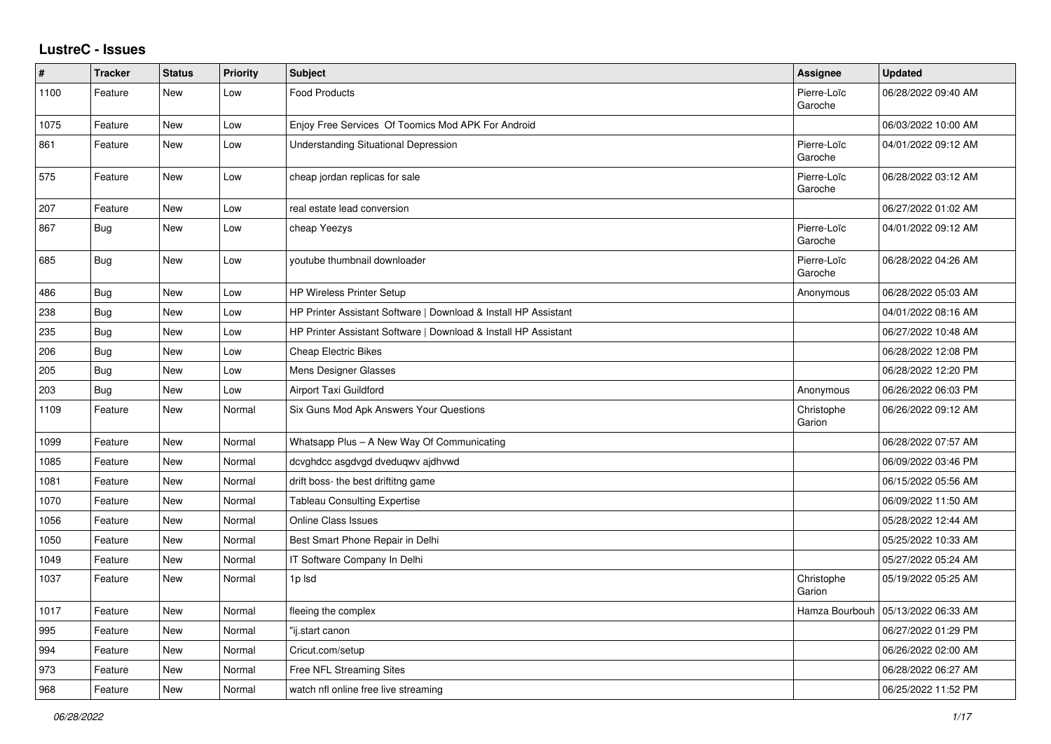# LustreC - Issues

| # | Tracker | Status | Priority | Subject | Assignee | Updated |
|---|---|---|---|---|---|---|
| 1100 | Feature | New | Low | Food Products | Pierre-Loïc Garoche | 06/28/2022 09:40 AM |
| 1075 | Feature | New | Low | Enjoy Free Services Of Toomics Mod APK For Android | | 06/03/2022 10:00 AM |
| 861 | Feature | New | Low | Understanding Situational Depression | Pierre-Loïc Garoche | 04/01/2022 09:12 AM |
| 575 | Feature | New | Low | cheap jordan replicas for sale | Pierre-Loïc Garoche | 06/28/2022 03:12 AM |
| 207 | Feature | New | Low | real estate lead conversion | | 06/27/2022 01:02 AM |
| 867 | Bug | New | Low | cheap Yeezys | Pierre-Loïc Garoche | 04/01/2022 09:12 AM |
| 685 | Bug | New | Low | youtube thumbnail downloader | Pierre-Loïc Garoche | 06/28/2022 04:26 AM |
| 486 | Bug | New | Low | HP Wireless Printer Setup | Anonymous | 06/28/2022 05:03 AM |
| 238 | Bug | New | Low | HP Printer Assistant Software \| Download & Install HP Assistant | | 04/01/2022 08:16 AM |
| 235 | Bug | New | Low | HP Printer Assistant Software \| Download & Install HP Assistant | | 06/27/2022 10:48 AM |
| 206 | Bug | New | Low | Cheap Electric Bikes | | 06/28/2022 12:08 PM |
| 205 | Bug | New | Low | Mens Designer Glasses | | 06/28/2022 12:20 PM |
| 203 | Bug | New | Low | Airport Taxi Guildford | Anonymous | 06/26/2022 06:03 PM |
| 1109 | Feature | New | Normal | Six Guns Mod Apk Answers Your Questions | Christophe Garion | 06/26/2022 09:12 AM |
| 1099 | Feature | New | Normal | Whatsapp Plus – A New Way Of Communicating | | 06/28/2022 07:57 AM |
| 1085 | Feature | New | Normal | dcvghdcc asgdvgd dveduqwv ajdhvwd | | 06/09/2022 03:46 PM |
| 1081 | Feature | New | Normal | drift boss- the best driftitng game | | 06/15/2022 05:56 AM |
| 1070 | Feature | New | Normal | Tableau Consulting Expertise | | 06/09/2022 11:50 AM |
| 1056 | Feature | New | Normal | Online Class Issues | | 05/28/2022 12:44 AM |
| 1050 | Feature | New | Normal | Best Smart Phone Repair in Delhi | | 05/25/2022 10:33 AM |
| 1049 | Feature | New | Normal | IT Software Company In Delhi | | 05/27/2022 05:24 AM |
| 1037 | Feature | New | Normal | 1p lsd | Christophe Garion | 05/19/2022 05:25 AM |
| 1017 | Feature | New | Normal | fleeing the complex | Hamza Bourbouh | 05/13/2022 06:33 AM |
| 995 | Feature | New | Normal | "ij.start canon | | 06/27/2022 01:29 PM |
| 994 | Feature | New | Normal | Cricut.com/setup | | 06/26/2022 02:00 AM |
| 973 | Feature | New | Normal | Free NFL Streaming Sites | | 06/28/2022 06:27 AM |
| 968 | Feature | New | Normal | watch nfl online free live streaming | | 06/25/2022 11:52 PM |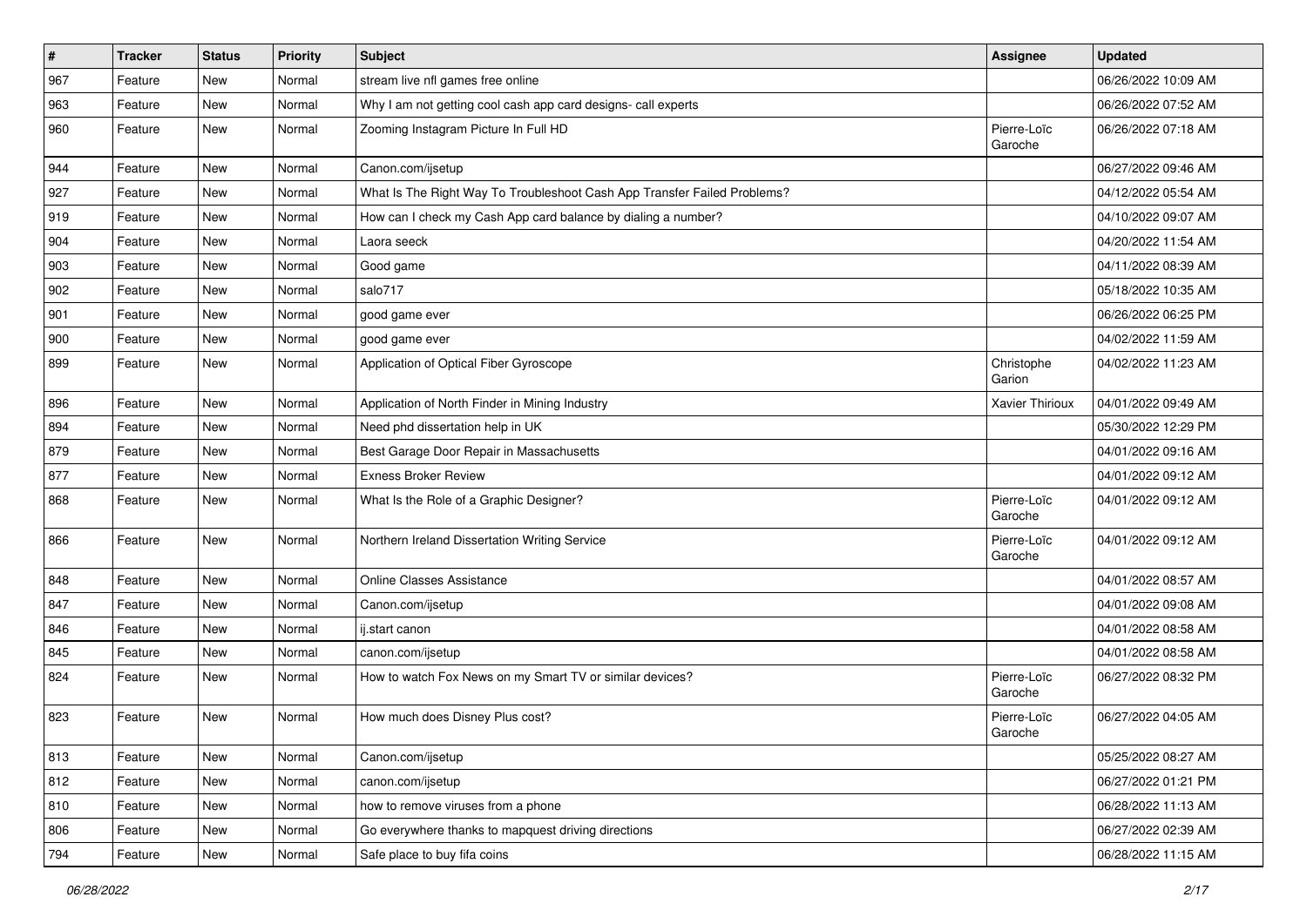| # | Tracker | Status | Priority | Subject | Assignee | Updated |
|---|---|---|---|---|---|---|
| 967 | Feature | New | Normal | stream live nfl games free online | | 06/26/2022 10:09 AM |
| 963 | Feature | New | Normal | Why I am not getting cool cash app card designs- call experts | | 06/26/2022 07:52 AM |
| 960 | Feature | New | Normal | Zooming Instagram Picture In Full HD | Pierre-Loïc Garoche | 06/26/2022 07:18 AM |
| 944 | Feature | New | Normal | Canon.com/ijsetup | | 06/27/2022 09:46 AM |
| 927 | Feature | New | Normal | What Is The Right Way To Troubleshoot Cash App Transfer Failed Problems? | | 04/12/2022 05:54 AM |
| 919 | Feature | New | Normal | How can I check my Cash App card balance by dialing a number? | | 04/10/2022 09:07 AM |
| 904 | Feature | New | Normal | Laora seeck | | 04/20/2022 11:54 AM |
| 903 | Feature | New | Normal | Good game | | 04/11/2022 08:39 AM |
| 902 | Feature | New | Normal | salo717 | | 05/18/2022 10:35 AM |
| 901 | Feature | New | Normal | good game ever | | 06/26/2022 06:25 PM |
| 900 | Feature | New | Normal | good game ever | | 04/02/2022 11:59 AM |
| 899 | Feature | New | Normal | Application of Optical Fiber Gyroscope | Christophe Garion | 04/02/2022 11:23 AM |
| 896 | Feature | New | Normal | Application of North Finder in Mining Industry | Xavier Thirioux | 04/01/2022 09:49 AM |
| 894 | Feature | New | Normal | Need phd dissertation help in UK | | 05/30/2022 12:29 PM |
| 879 | Feature | New | Normal | Best Garage Door Repair in Massachusetts | | 04/01/2022 09:16 AM |
| 877 | Feature | New | Normal | Exness Broker Review | | 04/01/2022 09:12 AM |
| 868 | Feature | New | Normal | What Is the Role of a Graphic Designer? | Pierre-Loïc Garoche | 04/01/2022 09:12 AM |
| 866 | Feature | New | Normal | Northern Ireland Dissertation Writing Service | Pierre-Loïc Garoche | 04/01/2022 09:12 AM |
| 848 | Feature | New | Normal | Online Classes Assistance | | 04/01/2022 08:57 AM |
| 847 | Feature | New | Normal | Canon.com/ijsetup | | 04/01/2022 09:08 AM |
| 846 | Feature | New | Normal | ij.start canon | | 04/01/2022 08:58 AM |
| 845 | Feature | New | Normal | canon.com/ijsetup | | 04/01/2022 08:58 AM |
| 824 | Feature | New | Normal | How to watch Fox News on my Smart TV or similar devices? | Pierre-Loïc Garoche | 06/27/2022 08:32 PM |
| 823 | Feature | New | Normal | How much does Disney Plus cost? | Pierre-Loïc Garoche | 06/27/2022 04:05 AM |
| 813 | Feature | New | Normal | Canon.com/ijsetup | | 05/25/2022 08:27 AM |
| 812 | Feature | New | Normal | canon.com/ijsetup | | 06/27/2022 01:21 PM |
| 810 | Feature | New | Normal | how to remove viruses from a phone | | 06/28/2022 11:13 AM |
| 806 | Feature | New | Normal | Go everywhere thanks to mapquest driving directions | | 06/27/2022 02:39 AM |
| 794 | Feature | New | Normal | Safe place to buy fifa coins | | 06/28/2022 11:15 AM |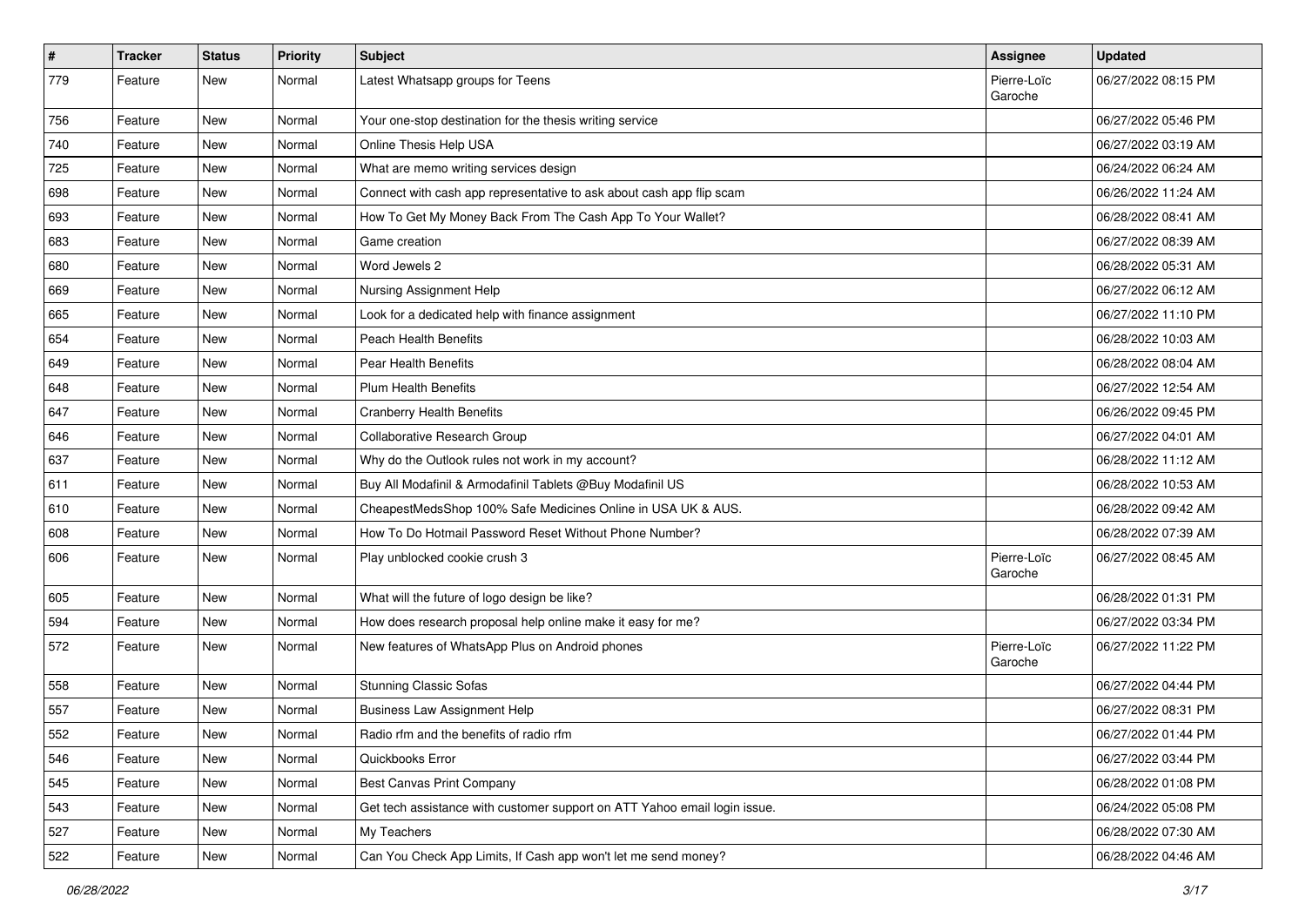| # | Tracker | Status | Priority | Subject | Assignee | Updated |
| --- | --- | --- | --- | --- | --- | --- |
| 779 | Feature | New | Normal | Latest Whatsapp groups for Teens | Pierre-Loïc Garoche | 06/27/2022 08:15 PM |
| 756 | Feature | New | Normal | Your one-stop destination for the thesis writing service | | 06/27/2022 05:46 PM |
| 740 | Feature | New | Normal | Online Thesis Help USA | | 06/27/2022 03:19 AM |
| 725 | Feature | New | Normal | What are memo writing services design | | 06/24/2022 06:24 AM |
| 698 | Feature | New | Normal | Connect with cash app representative to ask about cash app flip scam | | 06/26/2022 11:24 AM |
| 693 | Feature | New | Normal | How To Get My Money Back From The Cash App To Your Wallet? | | 06/28/2022 08:41 AM |
| 683 | Feature | New | Normal | Game creation | | 06/27/2022 08:39 AM |
| 680 | Feature | New | Normal | Word Jewels 2 | | 06/28/2022 05:31 AM |
| 669 | Feature | New | Normal | Nursing Assignment Help | | 06/27/2022 06:12 AM |
| 665 | Feature | New | Normal | Look for a dedicated help with finance assignment | | 06/27/2022 11:10 PM |
| 654 | Feature | New | Normal | Peach Health Benefits | | 06/28/2022 10:03 AM |
| 649 | Feature | New | Normal | Pear Health Benefits | | 06/28/2022 08:04 AM |
| 648 | Feature | New | Normal | Plum Health Benefits | | 06/27/2022 12:54 AM |
| 647 | Feature | New | Normal | Cranberry Health Benefits | | 06/26/2022 09:45 PM |
| 646 | Feature | New | Normal | Collaborative Research Group | | 06/27/2022 04:01 AM |
| 637 | Feature | New | Normal | Why do the Outlook rules not work in my account? | | 06/28/2022 11:12 AM |
| 611 | Feature | New | Normal | Buy All Modafinil & Armodafinil Tablets @Buy Modafinil US | | 06/28/2022 10:53 AM |
| 610 | Feature | New | Normal | CheapestMedsShop 100% Safe Medicines Online in USA UK & AUS. | | 06/28/2022 09:42 AM |
| 608 | Feature | New | Normal | How To Do Hotmail Password Reset Without Phone Number? | | 06/28/2022 07:39 AM |
| 606 | Feature | New | Normal | Play unblocked cookie crush 3 | Pierre-Loïc Garoche | 06/27/2022 08:45 AM |
| 605 | Feature | New | Normal | What will the future of logo design be like? | | 06/28/2022 01:31 PM |
| 594 | Feature | New | Normal | How does research proposal help online make it easy for me? | | 06/27/2022 03:34 PM |
| 572 | Feature | New | Normal | New features of WhatsApp Plus on Android phones | Pierre-Loïc Garoche | 06/27/2022 11:22 PM |
| 558 | Feature | New | Normal | Stunning Classic Sofas | | 06/27/2022 04:44 PM |
| 557 | Feature | New | Normal | Business Law Assignment Help | | 06/27/2022 08:31 PM |
| 552 | Feature | New | Normal | Radio rfm and the benefits of radio rfm | | 06/27/2022 01:44 PM |
| 546 | Feature | New | Normal | Quickbooks Error | | 06/27/2022 03:44 PM |
| 545 | Feature | New | Normal | Best Canvas Print Company | | 06/28/2022 01:08 PM |
| 543 | Feature | New | Normal | Get tech assistance with customer support on ATT Yahoo email login issue. | | 06/24/2022 05:08 PM |
| 527 | Feature | New | Normal | My Teachers | | 06/28/2022 07:30 AM |
| 522 | Feature | New | Normal | Can You Check App Limits, If Cash app won't let me send money? | | 06/28/2022 04:46 AM |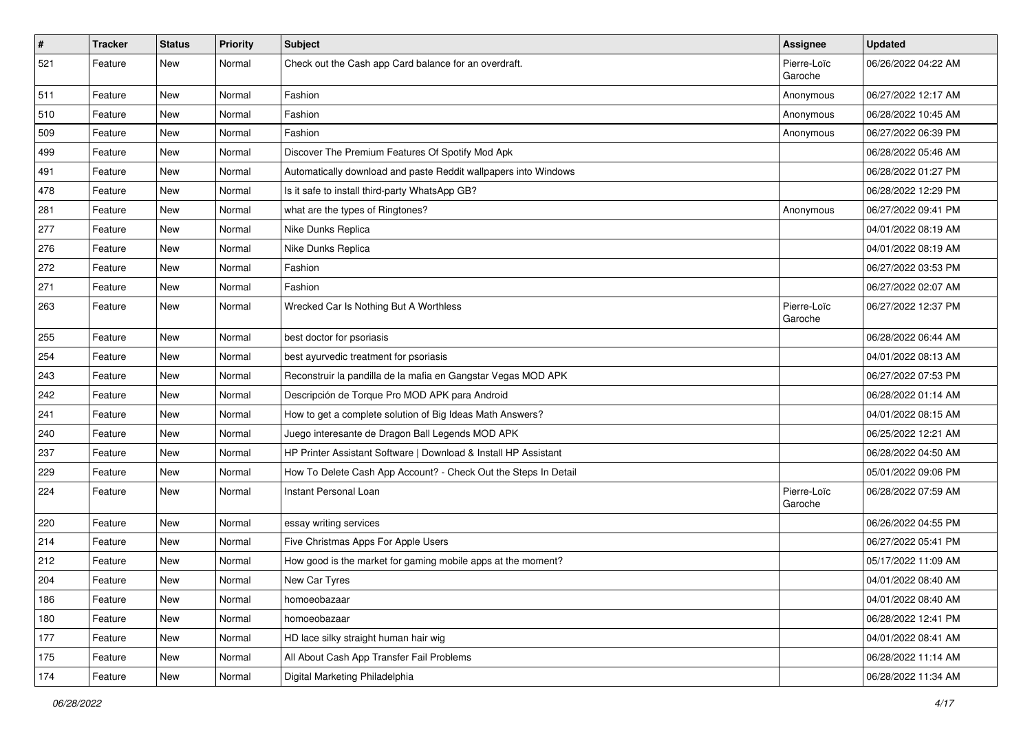| # | Tracker | Status | Priority | Subject | Assignee | Updated |
|---|---|---|---|---|---|---|
| 521 | Feature | New | Normal | Check out the Cash app Card balance for an overdraft. | Pierre-Loïc Garoche | 06/26/2022 04:22 AM |
| 511 | Feature | New | Normal | Fashion | Anonymous | 06/27/2022 12:17 AM |
| 510 | Feature | New | Normal | Fashion | Anonymous | 06/28/2022 10:45 AM |
| 509 | Feature | New | Normal | Fashion | Anonymous | 06/27/2022 06:39 PM |
| 499 | Feature | New | Normal | Discover The Premium Features Of Spotify Mod Apk | | 06/28/2022 05:46 AM |
| 491 | Feature | New | Normal | Automatically download and paste Reddit wallpapers into Windows | | 06/28/2022 01:27 PM |
| 478 | Feature | New | Normal | Is it safe to install third-party WhatsApp GB? | | 06/28/2022 12:29 PM |
| 281 | Feature | New | Normal | what are the types of Ringtones? | Anonymous | 06/27/2022 09:41 PM |
| 277 | Feature | New | Normal | Nike Dunks Replica | | 04/01/2022 08:19 AM |
| 276 | Feature | New | Normal | Nike Dunks Replica | | 04/01/2022 08:19 AM |
| 272 | Feature | New | Normal | Fashion | | 06/27/2022 03:53 PM |
| 271 | Feature | New | Normal | Fashion | | 06/27/2022 02:07 AM |
| 263 | Feature | New | Normal | Wrecked Car Is Nothing But A Worthless | Pierre-Loïc Garoche | 06/27/2022 12:37 PM |
| 255 | Feature | New | Normal | best doctor for psoriasis | | 06/28/2022 06:44 AM |
| 254 | Feature | New | Normal | best ayurvedic treatment for psoriasis | | 04/01/2022 08:13 AM |
| 243 | Feature | New | Normal | Reconstruir la pandilla de la mafia en Gangstar Vegas MOD APK | | 06/27/2022 07:53 PM |
| 242 | Feature | New | Normal | Descripción de Torque Pro MOD APK para Android | | 06/28/2022 01:14 AM |
| 241 | Feature | New | Normal | How to get a complete solution of Big Ideas Math Answers? | | 04/01/2022 08:15 AM |
| 240 | Feature | New | Normal | Juego interesante de Dragon Ball Legends MOD APK | | 06/25/2022 12:21 AM |
| 237 | Feature | New | Normal | HP Printer Assistant Software \| Download & Install HP Assistant | | 06/28/2022 04:50 AM |
| 229 | Feature | New | Normal | How To Delete Cash App Account? - Check Out the Steps In Detail | | 05/01/2022 09:06 PM |
| 224 | Feature | New | Normal | Instant Personal Loan | Pierre-Loïc Garoche | 06/28/2022 07:59 AM |
| 220 | Feature | New | Normal | essay writing services | | 06/26/2022 04:55 PM |
| 214 | Feature | New | Normal | Five Christmas Apps For Apple Users | | 06/27/2022 05:41 PM |
| 212 | Feature | New | Normal | How good is the market for gaming mobile apps at the moment? | | 05/17/2022 11:09 AM |
| 204 | Feature | New | Normal | New Car Tyres | | 04/01/2022 08:40 AM |
| 186 | Feature | New | Normal | homoeobazaar | | 04/01/2022 08:40 AM |
| 180 | Feature | New | Normal | homoeobazaar | | 06/28/2022 12:41 PM |
| 177 | Feature | New | Normal | HD lace silky straight human hair wig | | 04/01/2022 08:41 AM |
| 175 | Feature | New | Normal | All About Cash App Transfer Fail Problems | | 06/28/2022 11:14 AM |
| 174 | Feature | New | Normal | Digital Marketing Philadelphia | | 06/28/2022 11:34 AM |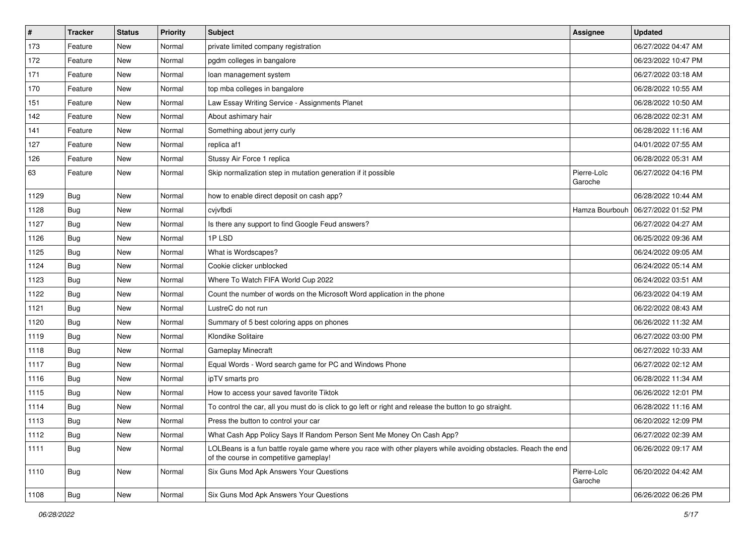| # | Tracker | Status | Priority | Subject | Assignee | Updated |
|---|---|---|---|---|---|---|
| 173 | Feature | New | Normal | private limited company registration | | 06/27/2022 04:47 AM |
| 172 | Feature | New | Normal | pgdm colleges in bangalore | | 06/23/2022 10:47 PM |
| 171 | Feature | New | Normal | loan management system | | 06/27/2022 03:18 AM |
| 170 | Feature | New | Normal | top mba colleges in bangalore | | 06/28/2022 10:55 AM |
| 151 | Feature | New | Normal | Law Essay Writing Service - Assignments Planet | | 06/28/2022 10:50 AM |
| 142 | Feature | New | Normal | About ashimary hair | | 06/28/2022 02:31 AM |
| 141 | Feature | New | Normal | Something about jerry curly | | 06/28/2022 11:16 AM |
| 127 | Feature | New | Normal | replica af1 | | 04/01/2022 07:55 AM |
| 126 | Feature | New | Normal | Stussy Air Force 1 replica | | 06/28/2022 05:31 AM |
| 63 | Feature | New | Normal | Skip normalization step in mutation generation if it possible | Pierre-Loïc Garoche | 06/27/2022 04:16 PM |
| 1129 | Bug | New | Normal | how to enable direct deposit on cash app? | | 06/28/2022 10:44 AM |
| 1128 | Bug | New | Normal | cvjvfbdi | Hamza Bourbouh | 06/27/2022 01:52 PM |
| 1127 | Bug | New | Normal | Is there any support to find Google Feud answers? | | 06/27/2022 04:27 AM |
| 1126 | Bug | New | Normal | 1P LSD | | 06/25/2022 09:36 AM |
| 1125 | Bug | New | Normal | What is Wordscapes? | | 06/24/2022 09:05 AM |
| 1124 | Bug | New | Normal | Cookie clicker unblocked | | 06/24/2022 05:14 AM |
| 1123 | Bug | New | Normal | Where To Watch FIFA World Cup 2022 | | 06/24/2022 03:51 AM |
| 1122 | Bug | New | Normal | Count the number of words on the Microsoft Word application in the phone | | 06/23/2022 04:19 AM |
| 1121 | Bug | New | Normal | LustreC do not run | | 06/22/2022 08:43 AM |
| 1120 | Bug | New | Normal | Summary of 5 best coloring apps on phones | | 06/26/2022 11:32 AM |
| 1119 | Bug | New | Normal | Klondike Solitaire | | 06/27/2022 03:00 PM |
| 1118 | Bug | New | Normal | Gameplay Minecraft | | 06/27/2022 10:33 AM |
| 1117 | Bug | New | Normal | Equal Words - Word search game for PC and Windows Phone | | 06/27/2022 02:12 AM |
| 1116 | Bug | New | Normal | ipTV smarts pro | | 06/28/2022 11:34 AM |
| 1115 | Bug | New | Normal | How to access your saved favorite Tiktok | | 06/26/2022 12:01 PM |
| 1114 | Bug | New | Normal | To control the car, all you must do is click to go left or right and release the button to go straight. | | 06/28/2022 11:16 AM |
| 1113 | Bug | New | Normal | Press the button to control your car | | 06/20/2022 12:09 PM |
| 1112 | Bug | New | Normal | What Cash App Policy Says If Random Person Sent Me Money On Cash App? | | 06/27/2022 02:39 AM |
| 1111 | Bug | New | Normal | LOLBeans is a fun battle royale game where you race with other players while avoiding obstacles. Reach the end of the course in competitive gameplay! | | 06/26/2022 09:17 AM |
| 1110 | Bug | New | Normal | Six Guns Mod Apk Answers Your Questions | Pierre-Loïc Garoche | 06/20/2022 04:42 AM |
| 1108 | Bug | New | Normal | Six Guns Mod Apk Answers Your Questions | | 06/26/2022 06:26 PM |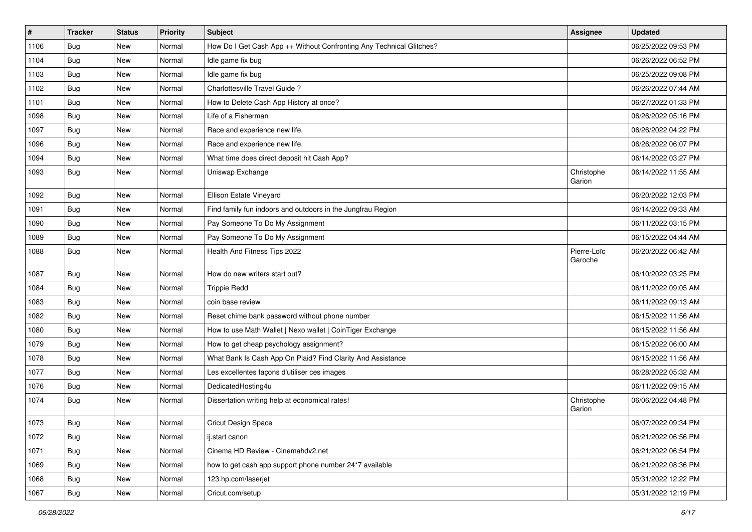| # | Tracker | Status | Priority | Subject | Assignee | Updated |
|---|---|---|---|---|---|---|
| 1106 | Bug | New | Normal | How Do I Get Cash App ++ Without Confronting Any Technical Glitches? | | 06/25/2022 09:53 PM |
| 1104 | Bug | New | Normal | Idle game fix bug | | 06/26/2022 06:52 PM |
| 1103 | Bug | New | Normal | Idle game fix bug | | 06/25/2022 09:08 PM |
| 1102 | Bug | New | Normal | Charlottesville Travel Guide ? | | 06/26/2022 07:44 AM |
| 1101 | Bug | New | Normal | How to Delete Cash App History at once? | | 06/27/2022 01:33 PM |
| 1098 | Bug | New | Normal | Life of a Fisherman | | 06/26/2022 05:16 PM |
| 1097 | Bug | New | Normal | Race and experience new life. | | 06/26/2022 04:22 PM |
| 1096 | Bug | New | Normal | Race and experience new life. | | 06/26/2022 06:07 PM |
| 1094 | Bug | New | Normal | What time does direct deposit hit Cash App? | | 06/14/2022 03:27 PM |
| 1093 | Bug | New | Normal | Uniswap Exchange | Christophe Garion | 06/14/2022 11:55 AM |
| 1092 | Bug | New | Normal | Ellison Estate Vineyard | | 06/20/2022 12:03 PM |
| 1091 | Bug | New | Normal | Find family fun indoors and outdoors in the Jungfrau Region | | 06/14/2022 09:33 AM |
| 1090 | Bug | New | Normal | Pay Someone To Do My Assignment | | 06/11/2022 03:15 PM |
| 1089 | Bug | New | Normal | Pay Someone To Do My Assignment | | 06/15/2022 04:44 AM |
| 1088 | Bug | New | Normal | Health And Fitness Tips 2022 | Pierre-Loïc Garoche | 06/20/2022 06:42 AM |
| 1087 | Bug | New | Normal | How do new writers start out? | | 06/10/2022 03:25 PM |
| 1084 | Bug | New | Normal | Trippie Redd | | 06/11/2022 09:05 AM |
| 1083 | Bug | New | Normal | coin base review | | 06/11/2022 09:13 AM |
| 1082 | Bug | New | Normal | Reset chime bank password without phone number | | 06/15/2022 11:56 AM |
| 1080 | Bug | New | Normal | How to use Math Wallet \| Nexo wallet \| CoinTiger Exchange | | 06/15/2022 11:56 AM |
| 1079 | Bug | New | Normal | How to get cheap psychology assignment? | | 06/15/2022 06:00 AM |
| 1078 | Bug | New | Normal | What Bank Is Cash App On Plaid? Find Clarity And Assistance | | 06/15/2022 11:56 AM |
| 1077 | Bug | New | Normal | Les excellentes façons d'utiliser ces images | | 06/28/2022 05:32 AM |
| 1076 | Bug | New | Normal | DedicatedHosting4u | | 06/11/2022 09:15 AM |
| 1074 | Bug | New | Normal | Dissertation writing help at economical rates! | Christophe Garion | 06/06/2022 04:48 PM |
| 1073 | Bug | New | Normal | Cricut Design Space | | 06/07/2022 09:34 PM |
| 1072 | Bug | New | Normal | ij.start canon | | 06/21/2022 06:56 PM |
| 1071 | Bug | New | Normal | Cinema HD Review - Cinemahdv2.net | | 06/21/2022 06:54 PM |
| 1069 | Bug | New | Normal | how to get cash app support phone number 24*7 available | | 06/21/2022 08:36 PM |
| 1068 | Bug | New | Normal | 123.hp.com/laserjet | | 05/31/2022 12:22 PM |
| 1067 | Bug | New | Normal | Cricut.com/setup | | 05/31/2022 12:19 PM |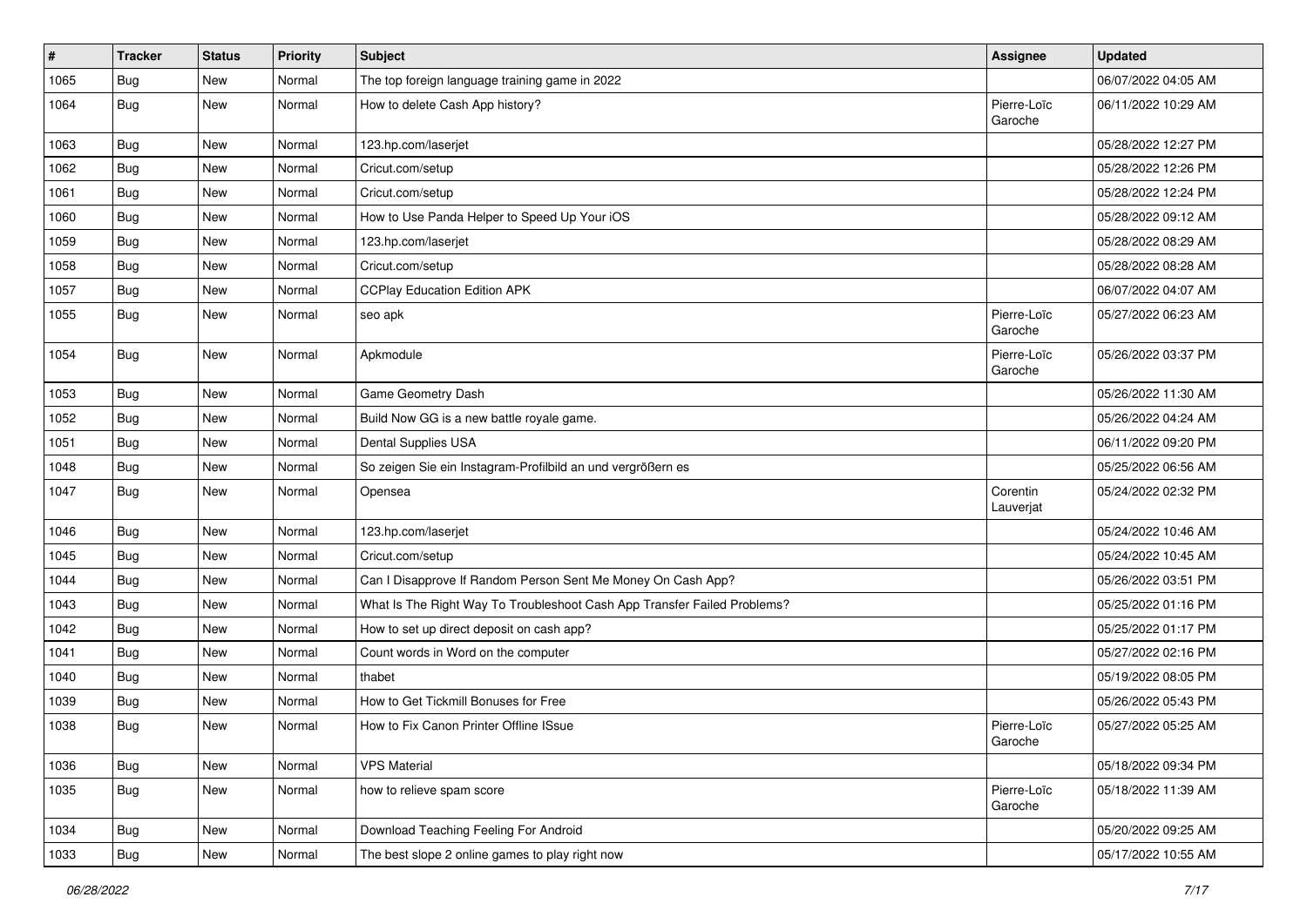| # | Tracker | Status | Priority | Subject | Assignee | Updated |
|---|---|---|---|---|---|---|
| 1065 | Bug | New | Normal | The top foreign language training game in 2022 | | 06/07/2022 04:05 AM |
| 1064 | Bug | New | Normal | How to delete Cash App history? | Pierre-Loïc Garoche | 06/11/2022 10:29 AM |
| 1063 | Bug | New | Normal | 123.hp.com/laserjet | | 05/28/2022 12:27 PM |
| 1062 | Bug | New | Normal | Cricut.com/setup | | 05/28/2022 12:26 PM |
| 1061 | Bug | New | Normal | Cricut.com/setup | | 05/28/2022 12:24 PM |
| 1060 | Bug | New | Normal | How to Use Panda Helper to Speed Up Your iOS | | 05/28/2022 09:12 AM |
| 1059 | Bug | New | Normal | 123.hp.com/laserjet | | 05/28/2022 08:29 AM |
| 1058 | Bug | New | Normal | Cricut.com/setup | | 05/28/2022 08:28 AM |
| 1057 | Bug | New | Normal | CCPlay Education Edition APK | | 06/07/2022 04:07 AM |
| 1055 | Bug | New | Normal | seo apk | Pierre-Loïc Garoche | 05/27/2022 06:23 AM |
| 1054 | Bug | New | Normal | Apkmodule | Pierre-Loïc Garoche | 05/26/2022 03:37 PM |
| 1053 | Bug | New | Normal | Game Geometry Dash | | 05/26/2022 11:30 AM |
| 1052 | Bug | New | Normal | Build Now GG is a new battle royale game. | | 05/26/2022 04:24 AM |
| 1051 | Bug | New | Normal | Dental Supplies USA | | 06/11/2022 09:20 PM |
| 1048 | Bug | New | Normal | So zeigen Sie ein Instagram-Profilbild an und vergrößern es | | 05/25/2022 06:56 AM |
| 1047 | Bug | New | Normal | Opensea | Corentin Lauverjat | 05/24/2022 02:32 PM |
| 1046 | Bug | New | Normal | 123.hp.com/laserjet | | 05/24/2022 10:46 AM |
| 1045 | Bug | New | Normal | Cricut.com/setup | | 05/24/2022 10:45 AM |
| 1044 | Bug | New | Normal | Can I Disapprove If Random Person Sent Me Money On Cash App? | | 05/26/2022 03:51 PM |
| 1043 | Bug | New | Normal | What Is The Right Way To Troubleshoot Cash App Transfer Failed Problems? | | 05/25/2022 01:16 PM |
| 1042 | Bug | New | Normal | How to set up direct deposit on cash app? | | 05/25/2022 01:17 PM |
| 1041 | Bug | New | Normal | Count words in Word on the computer | | 05/27/2022 02:16 PM |
| 1040 | Bug | New | Normal | thabet | | 05/19/2022 08:05 PM |
| 1039 | Bug | New | Normal | How to Get Tickmill Bonuses for Free | | 05/26/2022 05:43 PM |
| 1038 | Bug | New | Normal | How to Fix Canon Printer Offline ISsue | Pierre-Loïc Garoche | 05/27/2022 05:25 AM |
| 1036 | Bug | New | Normal | VPS Material | | 05/18/2022 09:34 PM |
| 1035 | Bug | New | Normal | how to relieve spam score | Pierre-Loïc Garoche | 05/18/2022 11:39 AM |
| 1034 | Bug | New | Normal | Download Teaching Feeling For Android | | 05/20/2022 09:25 AM |
| 1033 | Bug | New | Normal | The best slope 2 online games to play right now | | 05/17/2022 10:55 AM |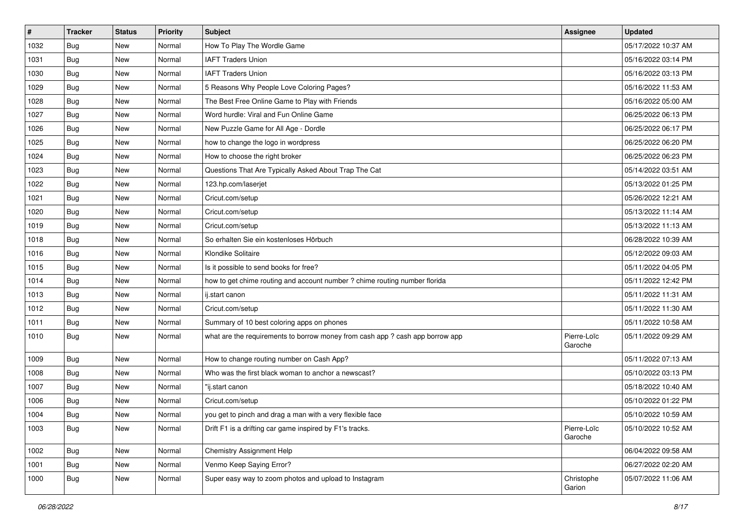| # | Tracker | Status | Priority | Subject | Assignee | Updated |
|---|---|---|---|---|---|---|
| 1032 | Bug | New | Normal | How To Play The Wordle Game | | 05/17/2022 10:37 AM |
| 1031 | Bug | New | Normal | IAFT Traders Union | | 05/16/2022 03:14 PM |
| 1030 | Bug | New | Normal | IAFT Traders Union | | 05/16/2022 03:13 PM |
| 1029 | Bug | New | Normal | 5 Reasons Why People Love Coloring Pages? | | 05/16/2022 11:53 AM |
| 1028 | Bug | New | Normal | The Best Free Online Game to Play with Friends | | 05/16/2022 05:00 AM |
| 1027 | Bug | New | Normal | Word hurdle: Viral and Fun Online Game | | 06/25/2022 06:13 PM |
| 1026 | Bug | New | Normal | New Puzzle Game for All Age - Dordle | | 06/25/2022 06:17 PM |
| 1025 | Bug | New | Normal | how to change the logo in wordpress | | 06/25/2022 06:20 PM |
| 1024 | Bug | New | Normal | How to choose the right broker | | 06/25/2022 06:23 PM |
| 1023 | Bug | New | Normal | Questions That Are Typically Asked About Trap The Cat | | 05/14/2022 03:51 AM |
| 1022 | Bug | New | Normal | 123.hp.com/laserjet | | 05/13/2022 01:25 PM |
| 1021 | Bug | New | Normal | Cricut.com/setup | | 05/26/2022 12:21 AM |
| 1020 | Bug | New | Normal | Cricut.com/setup | | 05/13/2022 11:14 AM |
| 1019 | Bug | New | Normal | Cricut.com/setup | | 05/13/2022 11:13 AM |
| 1018 | Bug | New | Normal | So erhalten Sie ein kostenloses Hörbuch | | 06/28/2022 10:39 AM |
| 1016 | Bug | New | Normal | Klondike Solitaire | | 05/12/2022 09:03 AM |
| 1015 | Bug | New | Normal | Is it possible to send books for free? | | 05/11/2022 04:05 PM |
| 1014 | Bug | New | Normal | how to get chime routing and account number ? chime routing number florida | | 05/11/2022 12:42 PM |
| 1013 | Bug | New | Normal | ij.start canon | | 05/11/2022 11:31 AM |
| 1012 | Bug | New | Normal | Cricut.com/setup | | 05/11/2022 11:30 AM |
| 1011 | Bug | New | Normal | Summary of 10 best coloring apps on phones | | 05/11/2022 10:58 AM |
| 1010 | Bug | New | Normal | what are the requirements to borrow money from cash app ? cash app borrow app | Pierre-Loïc Garoche | 05/11/2022 09:29 AM |
| 1009 | Bug | New | Normal | How to change routing number on Cash App? | | 05/11/2022 07:13 AM |
| 1008 | Bug | New | Normal | Who was the first black woman to anchor a newscast? | | 05/10/2022 03:13 PM |
| 1007 | Bug | New | Normal | "ij.start canon | | 05/18/2022 10:40 AM |
| 1006 | Bug | New | Normal | Cricut.com/setup | | 05/10/2022 01:22 PM |
| 1004 | Bug | New | Normal | you get to pinch and drag a man with a very flexible face | | 05/10/2022 10:59 AM |
| 1003 | Bug | New | Normal | Drift F1 is a drifting car game inspired by F1's tracks. | Pierre-Loïc Garoche | 05/10/2022 10:52 AM |
| 1002 | Bug | New | Normal | Chemistry Assignment Help | | 06/04/2022 09:58 AM |
| 1001 | Bug | New | Normal | Venmo Keep Saying Error? | | 06/27/2022 02:20 AM |
| 1000 | Bug | New | Normal | Super easy way to zoom photos and upload to Instagram | Christophe Garion | 05/07/2022 11:06 AM |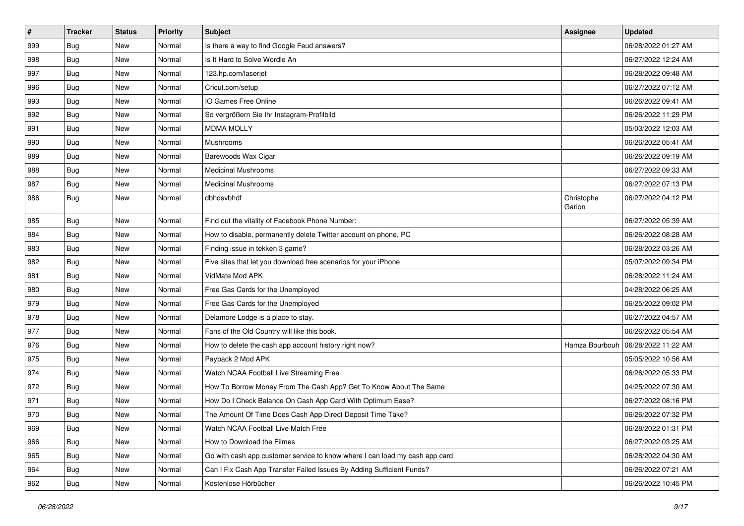| # | Tracker | Status | Priority | Subject | Assignee | Updated |
| --- | --- | --- | --- | --- | --- | --- |
| 999 | Bug | New | Normal | Is there a way to find Google Feud answers? | | 06/28/2022 01:27 AM |
| 998 | Bug | New | Normal | Is It Hard to Solve Wordle An | | 06/27/2022 12:24 AM |
| 997 | Bug | New | Normal | 123.hp.com/laserjet | | 06/28/2022 09:48 AM |
| 996 | Bug | New | Normal | Cricut.com/setup | | 06/27/2022 07:12 AM |
| 993 | Bug | New | Normal | IO Games Free Online | | 06/26/2022 09:41 AM |
| 992 | Bug | New | Normal | So vergrößern Sie Ihr Instagram-Profilbild | | 06/26/2022 11:29 PM |
| 991 | Bug | New | Normal | MDMA MOLLY | | 05/03/2022 12:03 AM |
| 990 | Bug | New | Normal | Mushrooms | | 06/26/2022 05:41 AM |
| 989 | Bug | New | Normal | Barewoods Wax Cigar | | 06/26/2022 09:19 AM |
| 988 | Bug | New | Normal | Medicinal Mushrooms | | 06/27/2022 09:33 AM |
| 987 | Bug | New | Normal | Medicinal Mushrooms | | 06/27/2022 07:13 PM |
| 986 | Bug | New | Normal | dbhdsvbhdf | Christophe Garion | 06/27/2022 04:12 PM |
| 985 | Bug | New | Normal | Find out the vitality of Facebook Phone Number: | | 06/27/2022 05:39 AM |
| 984 | Bug | New | Normal | How to disable, permanently delete Twitter account on phone, PC | | 06/26/2022 08:28 AM |
| 983 | Bug | New | Normal | Finding issue in tekken 3 game? | | 06/28/2022 03:26 AM |
| 982 | Bug | New | Normal | Five sites that let you download free scenarios for your iPhone | | 05/07/2022 09:34 PM |
| 981 | Bug | New | Normal | VidMate Mod APK | | 06/28/2022 11:24 AM |
| 980 | Bug | New | Normal | Free Gas Cards for the Unemployed | | 04/28/2022 06:25 AM |
| 979 | Bug | New | Normal | Free Gas Cards for the Unemployed | | 06/25/2022 09:02 PM |
| 978 | Bug | New | Normal | Delamore Lodge is a place to stay. | | 06/27/2022 04:57 AM |
| 977 | Bug | New | Normal | Fans of the Old Country will like this book. | | 06/26/2022 05:54 AM |
| 976 | Bug | New | Normal | How to delete the cash app account history right now? | Hamza Bourbouh | 06/28/2022 11:22 AM |
| 975 | Bug | New | Normal | Payback 2 Mod APK | | 05/05/2022 10:56 AM |
| 974 | Bug | New | Normal | Watch NCAA Football Live Streaming Free | | 06/26/2022 05:33 PM |
| 972 | Bug | New | Normal | How To Borrow Money From The Cash App? Get To Know About The Same | | 04/25/2022 07:30 AM |
| 971 | Bug | New | Normal | How Do I Check Balance On Cash App Card With Optimum Ease? | | 06/27/2022 08:16 PM |
| 970 | Bug | New | Normal | The Amount Of Time Does Cash App Direct Deposit Time Take? | | 06/26/2022 07:32 PM |
| 969 | Bug | New | Normal | Watch NCAA Football Live Match Free | | 06/28/2022 01:31 PM |
| 966 | Bug | New | Normal | How to Download the Filmes | | 06/27/2022 03:25 AM |
| 965 | Bug | New | Normal | Go with cash app customer service to know where I can load my cash app card | | 06/28/2022 04:30 AM |
| 964 | Bug | New | Normal | Can I Fix Cash App Transfer Failed Issues By Adding Sufficient Funds? | | 06/26/2022 07:21 AM |
| 962 | Bug | New | Normal | Kostenlose Hörbücher | | 06/26/2022 10:45 PM |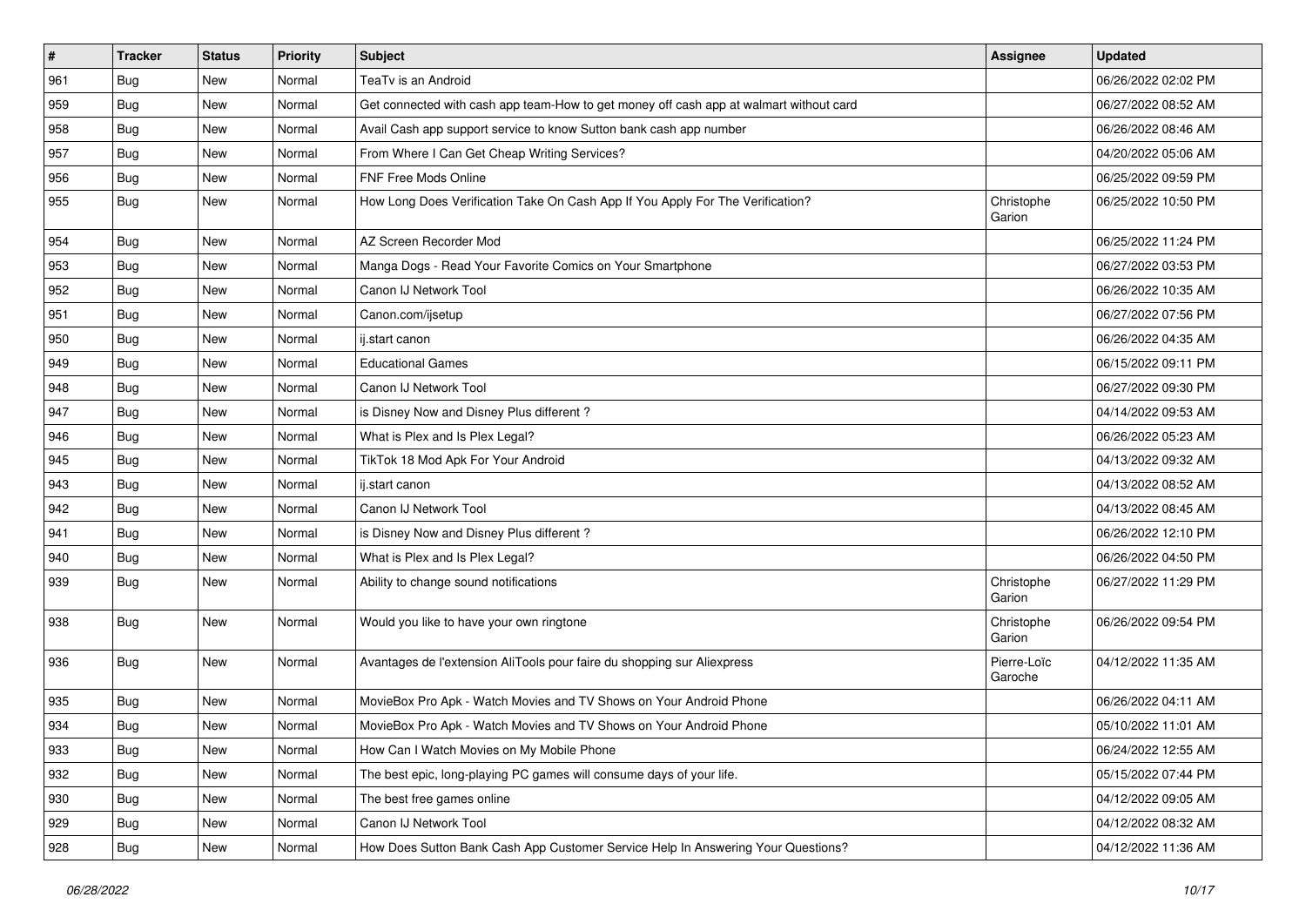| # | Tracker | Status | Priority | Subject | Assignee | Updated |
|---|---|---|---|---|---|---|
| 961 | Bug | New | Normal | TeaTv is an Android | | 06/26/2022 02:02 PM |
| 959 | Bug | New | Normal | Get connected with cash app team-How to get money off cash app at walmart without card | | 06/27/2022 08:52 AM |
| 958 | Bug | New | Normal | Avail Cash app support service to know Sutton bank cash app number | | 06/26/2022 08:46 AM |
| 957 | Bug | New | Normal | From Where I Can Get Cheap Writing Services? | | 04/20/2022 05:06 AM |
| 956 | Bug | New | Normal | FNF Free Mods Online | | 06/25/2022 09:59 PM |
| 955 | Bug | New | Normal | How Long Does Verification Take On Cash App If You Apply For The Verification? | Christophe Garion | 06/25/2022 10:50 PM |
| 954 | Bug | New | Normal | AZ Screen Recorder Mod | | 06/25/2022 11:24 PM |
| 953 | Bug | New | Normal | Manga Dogs - Read Your Favorite Comics on Your Smartphone | | 06/27/2022 03:53 PM |
| 952 | Bug | New | Normal | Canon IJ Network Tool | | 06/26/2022 10:35 AM |
| 951 | Bug | New | Normal | Canon.com/ijsetup | | 06/27/2022 07:56 PM |
| 950 | Bug | New | Normal | ij.start canon | | 06/26/2022 04:35 AM |
| 949 | Bug | New | Normal | Educational Games | | 06/15/2022 09:11 PM |
| 948 | Bug | New | Normal | Canon IJ Network Tool | | 06/27/2022 09:30 PM |
| 947 | Bug | New | Normal | is Disney Now and Disney Plus different ? | | 04/14/2022 09:53 AM |
| 946 | Bug | New | Normal | What is Plex and Is Plex Legal? | | 06/26/2022 05:23 AM |
| 945 | Bug | New | Normal | TikTok 18 Mod Apk For Your Android | | 04/13/2022 09:32 AM |
| 943 | Bug | New | Normal | ij.start canon | | 04/13/2022 08:52 AM |
| 942 | Bug | New | Normal | Canon IJ Network Tool | | 04/13/2022 08:45 AM |
| 941 | Bug | New | Normal | is Disney Now and Disney Plus different ? | | 06/26/2022 12:10 PM |
| 940 | Bug | New | Normal | What is Plex and Is Plex Legal? | | 06/26/2022 04:50 PM |
| 939 | Bug | New | Normal | Ability to change sound notifications | Christophe Garion | 06/27/2022 11:29 PM |
| 938 | Bug | New | Normal | Would you like to have your own ringtone | Christophe Garion | 06/26/2022 09:54 PM |
| 936 | Bug | New | Normal | Avantages de l'extension AliTools pour faire du shopping sur Aliexpress | Pierre-Loïc Garoche | 04/12/2022 11:35 AM |
| 935 | Bug | New | Normal | MovieBox Pro Apk - Watch Movies and TV Shows on Your Android Phone | | 06/26/2022 04:11 AM |
| 934 | Bug | New | Normal | MovieBox Pro Apk - Watch Movies and TV Shows on Your Android Phone | | 05/10/2022 11:01 AM |
| 933 | Bug | New | Normal | How Can I Watch Movies on My Mobile Phone | | 06/24/2022 12:55 AM |
| 932 | Bug | New | Normal | The best epic, long-playing PC games will consume days of your life. | | 05/15/2022 07:44 PM |
| 930 | Bug | New | Normal | The best free games online | | 04/12/2022 09:05 AM |
| 929 | Bug | New | Normal | Canon IJ Network Tool | | 04/12/2022 08:32 AM |
| 928 | Bug | New | Normal | How Does Sutton Bank Cash App Customer Service Help In Answering Your Questions? | | 04/12/2022 11:36 AM |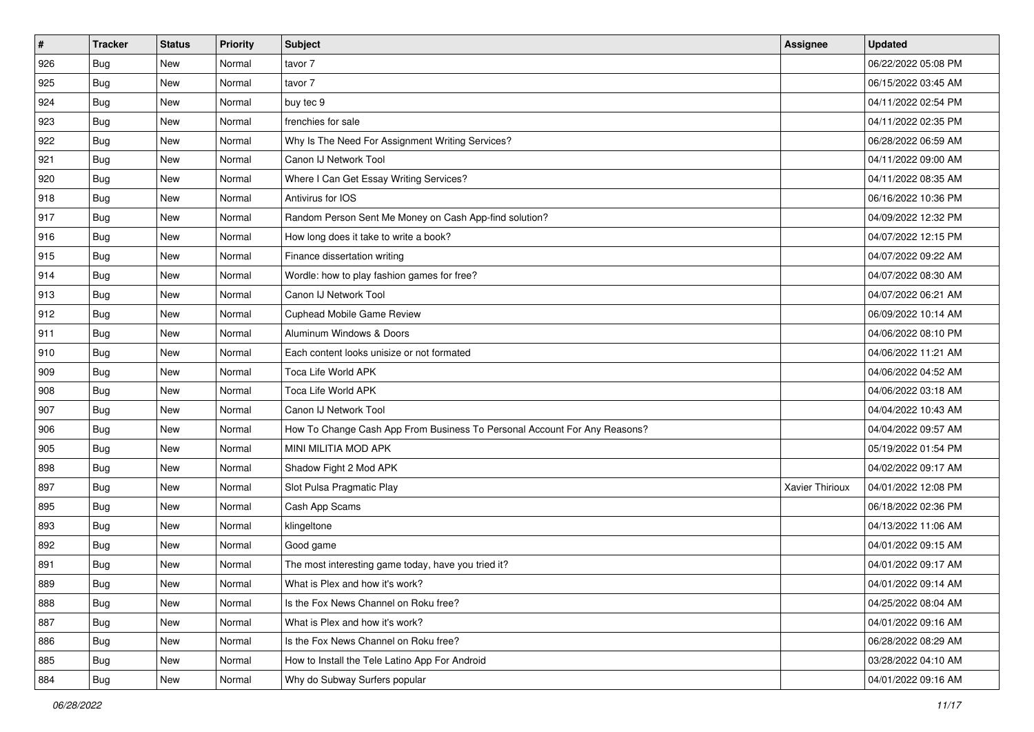| # | Tracker | Status | Priority | Subject | Assignee | Updated |
|---|---|---|---|---|---|---|
| 926 | Bug | New | Normal | tavor 7 | | 06/22/2022 05:08 PM |
| 925 | Bug | New | Normal | tavor 7 | | 06/15/2022 03:45 AM |
| 924 | Bug | New | Normal | buy tec 9 | | 04/11/2022 02:54 PM |
| 923 | Bug | New | Normal | frenchies for sale | | 04/11/2022 02:35 PM |
| 922 | Bug | New | Normal | Why Is The Need For Assignment Writing Services? | | 06/28/2022 06:59 AM |
| 921 | Bug | New | Normal | Canon IJ Network Tool | | 04/11/2022 09:00 AM |
| 920 | Bug | New | Normal | Where I Can Get Essay Writing Services? | | 04/11/2022 08:35 AM |
| 918 | Bug | New | Normal | Antivirus for IOS | | 06/16/2022 10:36 PM |
| 917 | Bug | New | Normal | Random Person Sent Me Money on Cash App-find solution? | | 04/09/2022 12:32 PM |
| 916 | Bug | New | Normal | How long does it take to write a book? | | 04/07/2022 12:15 PM |
| 915 | Bug | New | Normal | Finance dissertation writing | | 04/07/2022 09:22 AM |
| 914 | Bug | New | Normal | Wordle: how to play fashion games for free? | | 04/07/2022 08:30 AM |
| 913 | Bug | New | Normal | Canon IJ Network Tool | | 04/07/2022 06:21 AM |
| 912 | Bug | New | Normal | Cuphead Mobile Game Review | | 06/09/2022 10:14 AM |
| 911 | Bug | New | Normal | Aluminum Windows & Doors | | 04/06/2022 08:10 PM |
| 910 | Bug | New | Normal | Each content looks unisize or not formated | | 04/06/2022 11:21 AM |
| 909 | Bug | New | Normal | Toca Life World APK | | 04/06/2022 04:52 AM |
| 908 | Bug | New | Normal | Toca Life World APK | | 04/06/2022 03:18 AM |
| 907 | Bug | New | Normal | Canon IJ Network Tool | | 04/04/2022 10:43 AM |
| 906 | Bug | New | Normal | How To Change Cash App From Business To Personal Account For Any Reasons? | | 04/04/2022 09:57 AM |
| 905 | Bug | New | Normal | MINI MILITIA MOD APK | | 05/19/2022 01:54 PM |
| 898 | Bug | New | Normal | Shadow Fight 2 Mod APK | | 04/02/2022 09:17 AM |
| 897 | Bug | New | Normal | Slot Pulsa Pragmatic Play | Xavier Thirioux | 04/01/2022 12:08 PM |
| 895 | Bug | New | Normal | Cash App Scams | | 06/18/2022 02:36 PM |
| 893 | Bug | New | Normal | klingeltone | | 04/13/2022 11:06 AM |
| 892 | Bug | New | Normal | Good game | | 04/01/2022 09:15 AM |
| 891 | Bug | New | Normal | The most interesting game today, have you tried it? | | 04/01/2022 09:17 AM |
| 889 | Bug | New | Normal | What is Plex and how it's work? | | 04/01/2022 09:14 AM |
| 888 | Bug | New | Normal | Is the Fox News Channel on Roku free? | | 04/25/2022 08:04 AM |
| 887 | Bug | New | Normal | What is Plex and how it's work? | | 04/01/2022 09:16 AM |
| 886 | Bug | New | Normal | Is the Fox News Channel on Roku free? | | 06/28/2022 08:29 AM |
| 885 | Bug | New | Normal | How to Install the Tele Latino App For Android | | 03/28/2022 04:10 AM |
| 884 | Bug | New | Normal | Why do Subway Surfers popular | | 04/01/2022 09:16 AM |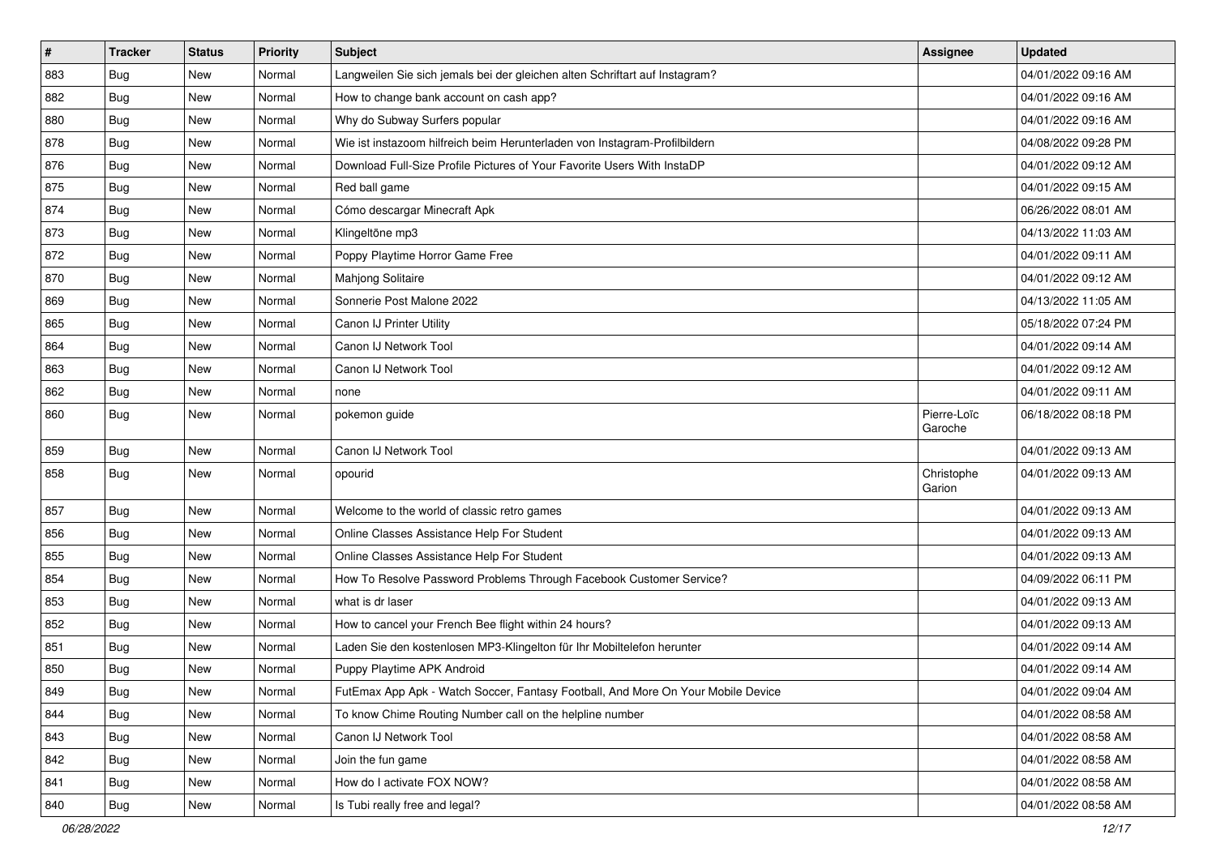| # | Tracker | Status | Priority | Subject | Assignee | Updated |
|---|---|---|---|---|---|---|
| 883 | Bug | New | Normal | Langweilen Sie sich jemals bei der gleichen alten Schriftart auf Instagram? | | 04/01/2022 09:16 AM |
| 882 | Bug | New | Normal | How to change bank account on cash app? | | 04/01/2022 09:16 AM |
| 880 | Bug | New | Normal | Why do Subway Surfers popular | | 04/01/2022 09:16 AM |
| 878 | Bug | New | Normal | Wie ist instazoom hilfreich beim Herunterladen von Instagram-Profilbildern | | 04/08/2022 09:28 PM |
| 876 | Bug | New | Normal | Download Full-Size Profile Pictures of Your Favorite Users With InstaDP | | 04/01/2022 09:12 AM |
| 875 | Bug | New | Normal | Red ball game | | 04/01/2022 09:15 AM |
| 874 | Bug | New | Normal | Cómo descargar Minecraft Apk | | 06/26/2022 08:01 AM |
| 873 | Bug | New | Normal | Klingeltöne mp3 | | 04/13/2022 11:03 AM |
| 872 | Bug | New | Normal | Poppy Playtime Horror Game Free | | 04/01/2022 09:11 AM |
| 870 | Bug | New | Normal | Mahjong Solitaire | | 04/01/2022 09:12 AM |
| 869 | Bug | New | Normal | Sonnerie Post Malone 2022 | | 04/13/2022 11:05 AM |
| 865 | Bug | New | Normal | Canon IJ Printer Utility | | 05/18/2022 07:24 PM |
| 864 | Bug | New | Normal | Canon IJ Network Tool | | 04/01/2022 09:14 AM |
| 863 | Bug | New | Normal | Canon IJ Network Tool | | 04/01/2022 09:12 AM |
| 862 | Bug | New | Normal | none | | 04/01/2022 09:11 AM |
| 860 | Bug | New | Normal | pokemon guide | Pierre-Loïc Garoche | 06/18/2022 08:18 PM |
| 859 | Bug | New | Normal | Canon IJ Network Tool | | 04/01/2022 09:13 AM |
| 858 | Bug | New | Normal | opourid | Christophe Garion | 04/01/2022 09:13 AM |
| 857 | Bug | New | Normal | Welcome to the world of classic retro games | | 04/01/2022 09:13 AM |
| 856 | Bug | New | Normal | Online Classes Assistance Help For Student | | 04/01/2022 09:13 AM |
| 855 | Bug | New | Normal | Online Classes Assistance Help For Student | | 04/01/2022 09:13 AM |
| 854 | Bug | New | Normal | How To Resolve Password Problems Through Facebook Customer Service? | | 04/09/2022 06:11 PM |
| 853 | Bug | New | Normal | what is dr laser | | 04/01/2022 09:13 AM |
| 852 | Bug | New | Normal | How to cancel your French Bee flight within 24 hours? | | 04/01/2022 09:13 AM |
| 851 | Bug | New | Normal | Laden Sie den kostenlosen MP3-Klingelton für Ihr Mobiltelefon herunter | | 04/01/2022 09:14 AM |
| 850 | Bug | New | Normal | Puppy Playtime APK Android | | 04/01/2022 09:14 AM |
| 849 | Bug | New | Normal | FutEmax App Apk - Watch Soccer, Fantasy Football, And More On Your Mobile Device | | 04/01/2022 09:04 AM |
| 844 | Bug | New | Normal | To know Chime Routing Number call on the helpline number | | 04/01/2022 08:58 AM |
| 843 | Bug | New | Normal | Canon IJ Network Tool | | 04/01/2022 08:58 AM |
| 842 | Bug | New | Normal | Join the fun game | | 04/01/2022 08:58 AM |
| 841 | Bug | New | Normal | How do I activate FOX NOW? | | 04/01/2022 08:58 AM |
| 840 | Bug | New | Normal | Is Tubi really free and legal? | | 04/01/2022 08:58 AM |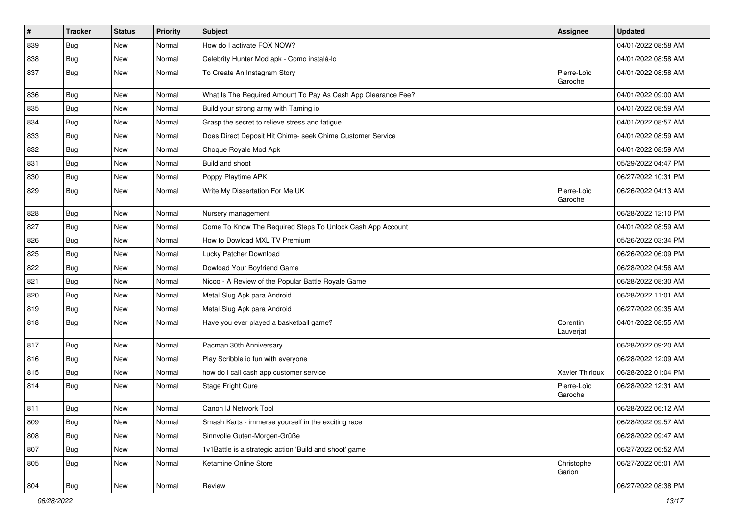| # | Tracker | Status | Priority | Subject | Assignee | Updated |
| --- | --- | --- | --- | --- | --- | --- |
| 839 | Bug | New | Normal | How do I activate FOX NOW? | | 04/01/2022 08:58 AM |
| 838 | Bug | New | Normal | Celebrity Hunter Mod apk - Como instalá-lo | | 04/01/2022 08:58 AM |
| 837 | Bug | New | Normal | To Create An Instagram Story | Pierre-Loïc Garoche | 04/01/2022 08:58 AM |
| 836 | Bug | New | Normal | What Is The Required Amount To Pay As Cash App Clearance Fee? | | 04/01/2022 09:00 AM |
| 835 | Bug | New | Normal | Build your strong army with Taming io | | 04/01/2022 08:59 AM |
| 834 | Bug | New | Normal | Grasp the secret to relieve stress and fatigue | | 04/01/2022 08:57 AM |
| 833 | Bug | New | Normal | Does Direct Deposit Hit Chime- seek Chime Customer Service | | 04/01/2022 08:59 AM |
| 832 | Bug | New | Normal | Choque Royale Mod Apk | | 04/01/2022 08:59 AM |
| 831 | Bug | New | Normal | Build and shoot | | 05/29/2022 04:47 PM |
| 830 | Bug | New | Normal | Poppy Playtime APK | | 06/27/2022 10:31 PM |
| 829 | Bug | New | Normal | Write My Dissertation For Me UK | Pierre-Loïc Garoche | 06/26/2022 04:13 AM |
| 828 | Bug | New | Normal | Nursery management | | 06/28/2022 12:10 PM |
| 827 | Bug | New | Normal | Come To Know The Required Steps To Unlock Cash App Account | | 04/01/2022 08:59 AM |
| 826 | Bug | New | Normal | How to Dowload MXL TV Premium | | 05/26/2022 03:34 PM |
| 825 | Bug | New | Normal | Lucky Patcher Download | | 06/26/2022 06:09 PM |
| 822 | Bug | New | Normal | Dowload Your Boyfriend Game | | 06/28/2022 04:56 AM |
| 821 | Bug | New | Normal | Nicoo - A Review of the Popular Battle Royale Game | | 06/28/2022 08:30 AM |
| 820 | Bug | New | Normal | Metal Slug Apk para Android | | 06/28/2022 11:01 AM |
| 819 | Bug | New | Normal | Metal Slug Apk para Android | | 06/27/2022 09:35 AM |
| 818 | Bug | New | Normal | Have you ever played a basketball game? | Corentin Lauverjat | 04/01/2022 08:55 AM |
| 817 | Bug | New | Normal | Pacman 30th Anniversary | | 06/28/2022 09:20 AM |
| 816 | Bug | New | Normal | Play Scribble io fun with everyone | | 06/28/2022 12:09 AM |
| 815 | Bug | New | Normal | how do i call cash app customer service | Xavier Thirioux | 06/28/2022 01:04 PM |
| 814 | Bug | New | Normal | Stage Fright Cure | Pierre-Loïc Garoche | 06/28/2022 12:31 AM |
| 811 | Bug | New | Normal | Canon IJ Network Tool | | 06/28/2022 06:12 AM |
| 809 | Bug | New | Normal | Smash Karts - immerse yourself in the exciting race | | 06/28/2022 09:57 AM |
| 808 | Bug | New | Normal | Sinnvolle Guten-Morgen-Grüße | | 06/28/2022 09:47 AM |
| 807 | Bug | New | Normal | 1v1Battle is a strategic action 'Build and shoot' game | | 06/27/2022 06:52 AM |
| 805 | Bug | New | Normal | Ketamine Online Store | Christophe Garion | 06/27/2022 05:01 AM |
| 804 | Bug | New | Normal | Review | | 06/27/2022 08:38 PM |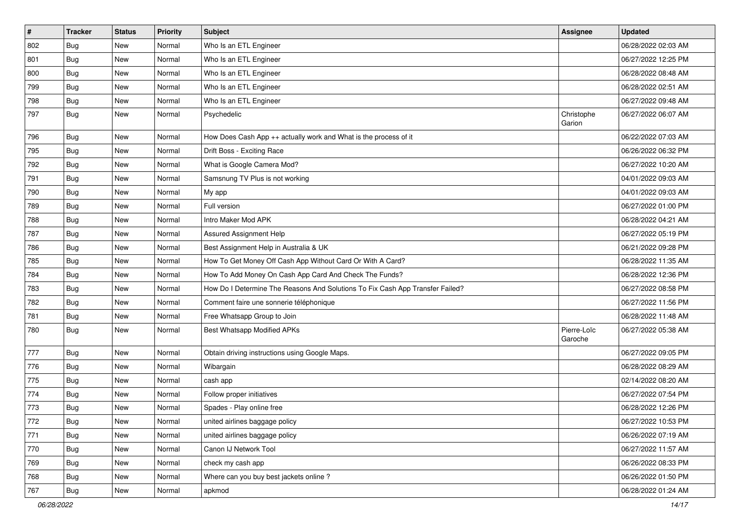| # | Tracker | Status | Priority | Subject | Assignee | Updated |
|---|---|---|---|---|---|---|
| 802 | Bug | New | Normal | Who Is an ETL Engineer | | 06/28/2022 02:03 AM |
| 801 | Bug | New | Normal | Who Is an ETL Engineer | | 06/27/2022 12:25 PM |
| 800 | Bug | New | Normal | Who Is an ETL Engineer | | 06/28/2022 08:48 AM |
| 799 | Bug | New | Normal | Who Is an ETL Engineer | | 06/28/2022 02:51 AM |
| 798 | Bug | New | Normal | Who Is an ETL Engineer | | 06/27/2022 09:48 AM |
| 797 | Bug | New | Normal | Psychedelic | Christophe Garion | 06/27/2022 06:07 AM |
| 796 | Bug | New | Normal | How Does Cash App ++ actually work and What is the process of it | | 06/22/2022 07:03 AM |
| 795 | Bug | New | Normal | Drift Boss - Exciting Race | | 06/26/2022 06:32 PM |
| 792 | Bug | New | Normal | What is Google Camera Mod? | | 06/27/2022 10:20 AM |
| 791 | Bug | New | Normal | Samsnung TV Plus is not working | | 04/01/2022 09:03 AM |
| 790 | Bug | New | Normal | My app | | 04/01/2022 09:03 AM |
| 789 | Bug | New | Normal | Full version | | 06/27/2022 01:00 PM |
| 788 | Bug | New | Normal | Intro Maker Mod APK | | 06/28/2022 04:21 AM |
| 787 | Bug | New | Normal | Assured Assignment Help | | 06/27/2022 05:19 PM |
| 786 | Bug | New | Normal | Best Assignment Help in Australia & UK | | 06/21/2022 09:28 PM |
| 785 | Bug | New | Normal | How To Get Money Off Cash App Without Card Or With A Card? | | 06/28/2022 11:35 AM |
| 784 | Bug | New | Normal | How To Add Money On Cash App Card And Check The Funds? | | 06/28/2022 12:36 PM |
| 783 | Bug | New | Normal | How Do I Determine The Reasons And Solutions To Fix Cash App Transfer Failed? | | 06/27/2022 08:58 PM |
| 782 | Bug | New | Normal | Comment faire une sonnerie téléphonique | | 06/27/2022 11:56 PM |
| 781 | Bug | New | Normal | Free Whatsapp Group to Join | | 06/28/2022 11:48 AM |
| 780 | Bug | New | Normal | Best Whatsapp Modified APKs | Pierre-Loïc Garoche | 06/27/2022 05:38 AM |
| 777 | Bug | New | Normal | Obtain driving instructions using Google Maps. | | 06/27/2022 09:05 PM |
| 776 | Bug | New | Normal | Wibargain | | 06/28/2022 08:29 AM |
| 775 | Bug | New | Normal | cash app | | 02/14/2022 08:20 AM |
| 774 | Bug | New | Normal | Follow proper initiatives | | 06/27/2022 07:54 PM |
| 773 | Bug | New | Normal | Spades - Play online free | | 06/28/2022 12:26 PM |
| 772 | Bug | New | Normal | united airlines baggage policy | | 06/27/2022 10:53 PM |
| 771 | Bug | New | Normal | united airlines baggage policy | | 06/26/2022 07:19 AM |
| 770 | Bug | New | Normal | Canon IJ Network Tool | | 06/27/2022 11:57 AM |
| 769 | Bug | New | Normal | check my cash app | | 06/26/2022 08:33 PM |
| 768 | Bug | New | Normal | Where can you buy best jackets online ? | | 06/26/2022 01:50 PM |
| 767 | Bug | New | Normal | apkmod | | 06/28/2022 01:24 AM |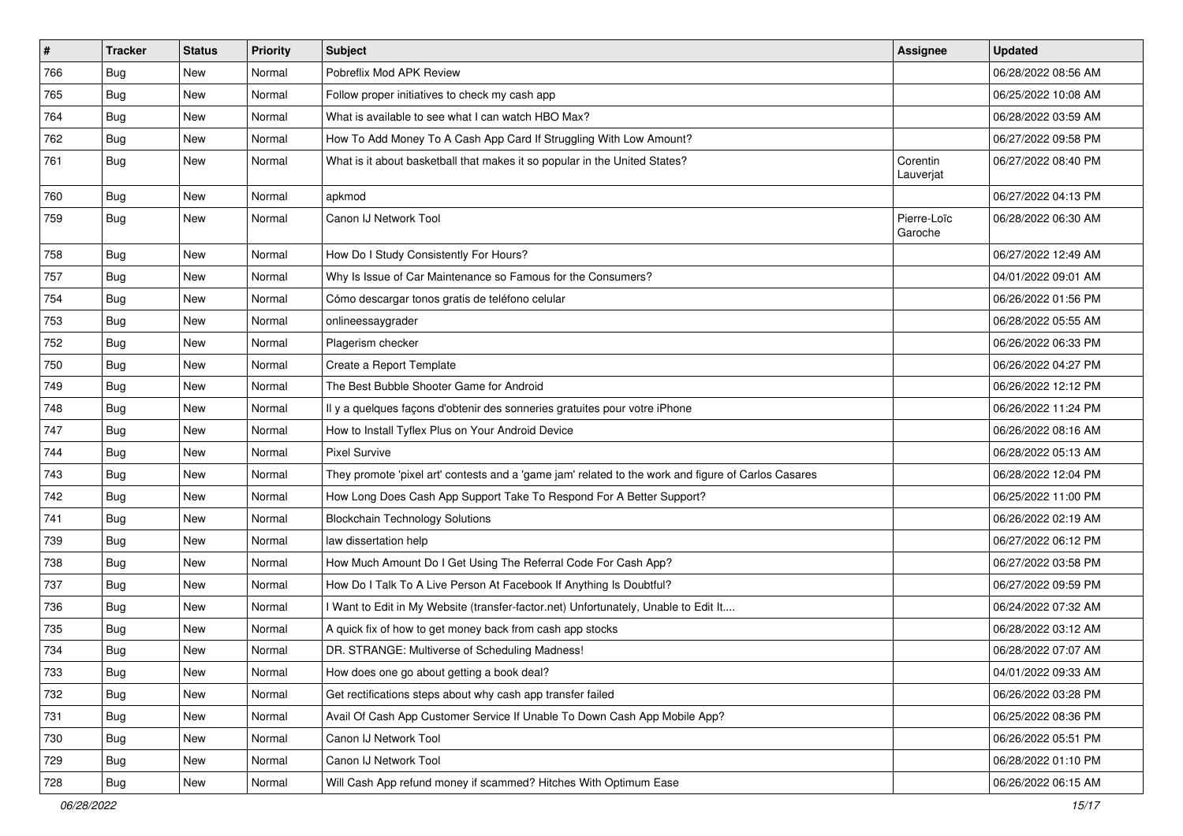| # | Tracker | Status | Priority | Subject | Assignee | Updated |
|---|---|---|---|---|---|---|
| 766 | Bug | New | Normal | Pobreflix Mod APK Review | | 06/28/2022 08:56 AM |
| 765 | Bug | New | Normal | Follow proper initiatives to check my cash app | | 06/25/2022 10:08 AM |
| 764 | Bug | New | Normal | What is available to see what I can watch HBO Max? | | 06/28/2022 03:59 AM |
| 762 | Bug | New | Normal | How To Add Money To A Cash App Card If Struggling With Low Amount? | | 06/27/2022 09:58 PM |
| 761 | Bug | New | Normal | What is it about basketball that makes it so popular in the United States? | Corentin Lauverjat | 06/27/2022 08:40 PM |
| 760 | Bug | New | Normal | apkmod | | 06/27/2022 04:13 PM |
| 759 | Bug | New | Normal | Canon IJ Network Tool | Pierre-Loïc Garoche | 06/28/2022 06:30 AM |
| 758 | Bug | New | Normal | How Do I Study Consistently For Hours? | | 06/27/2022 12:49 AM |
| 757 | Bug | New | Normal | Why Is Issue of Car Maintenance so Famous for the Consumers? | | 04/01/2022 09:01 AM |
| 754 | Bug | New | Normal | Cómo descargar tonos gratis de teléfono celular | | 06/26/2022 01:56 PM |
| 753 | Bug | New | Normal | onlineessaygrader | | 06/28/2022 05:55 AM |
| 752 | Bug | New | Normal | Plagerism checker | | 06/26/2022 06:33 PM |
| 750 | Bug | New | Normal | Create a Report Template | | 06/26/2022 04:27 PM |
| 749 | Bug | New | Normal | The Best Bubble Shooter Game for Android | | 06/26/2022 12:12 PM |
| 748 | Bug | New | Normal | Il y a quelques façons d'obtenir des sonneries gratuites pour votre iPhone | | 06/26/2022 11:24 PM |
| 747 | Bug | New | Normal | How to Install Tyflex Plus on Your Android Device | | 06/26/2022 08:16 AM |
| 744 | Bug | New | Normal | Pixel Survive | | 06/28/2022 05:13 AM |
| 743 | Bug | New | Normal | They promote 'pixel art' contests and a 'game jam' related to the work and figure of Carlos Casares | | 06/28/2022 12:04 PM |
| 742 | Bug | New | Normal | How Long Does Cash App Support Take To Respond For A Better Support? | | 06/25/2022 11:00 PM |
| 741 | Bug | New | Normal | Blockchain Technology Solutions | | 06/26/2022 02:19 AM |
| 739 | Bug | New | Normal | law dissertation help | | 06/27/2022 06:12 PM |
| 738 | Bug | New | Normal | How Much Amount Do I Get Using The Referral Code For Cash App? | | 06/27/2022 03:58 PM |
| 737 | Bug | New | Normal | How Do I Talk To A Live Person At Facebook If Anything Is Doubtful? | | 06/27/2022 09:59 PM |
| 736 | Bug | New | Normal | I Want to Edit in My Website (transfer-factor.net) Unfortunately, Unable to Edit It.... | | 06/24/2022 07:32 AM |
| 735 | Bug | New | Normal | A quick fix of how to get money back from cash app stocks | | 06/28/2022 03:12 AM |
| 734 | Bug | New | Normal | DR. STRANGE: Multiverse of Scheduling Madness! | | 06/28/2022 07:07 AM |
| 733 | Bug | New | Normal | How does one go about getting a book deal? | | 04/01/2022 09:33 AM |
| 732 | Bug | New | Normal | Get rectifications steps about why cash app transfer failed | | 06/26/2022 03:28 PM |
| 731 | Bug | New | Normal | Avail Of Cash App Customer Service If Unable To Down Cash App Mobile App? | | 06/25/2022 08:36 PM |
| 730 | Bug | New | Normal | Canon IJ Network Tool | | 06/26/2022 05:51 PM |
| 729 | Bug | New | Normal | Canon IJ Network Tool | | 06/28/2022 01:10 PM |
| 728 | Bug | New | Normal | Will Cash App refund money if scammed? Hitches With Optimum Ease | | 06/26/2022 06:15 AM |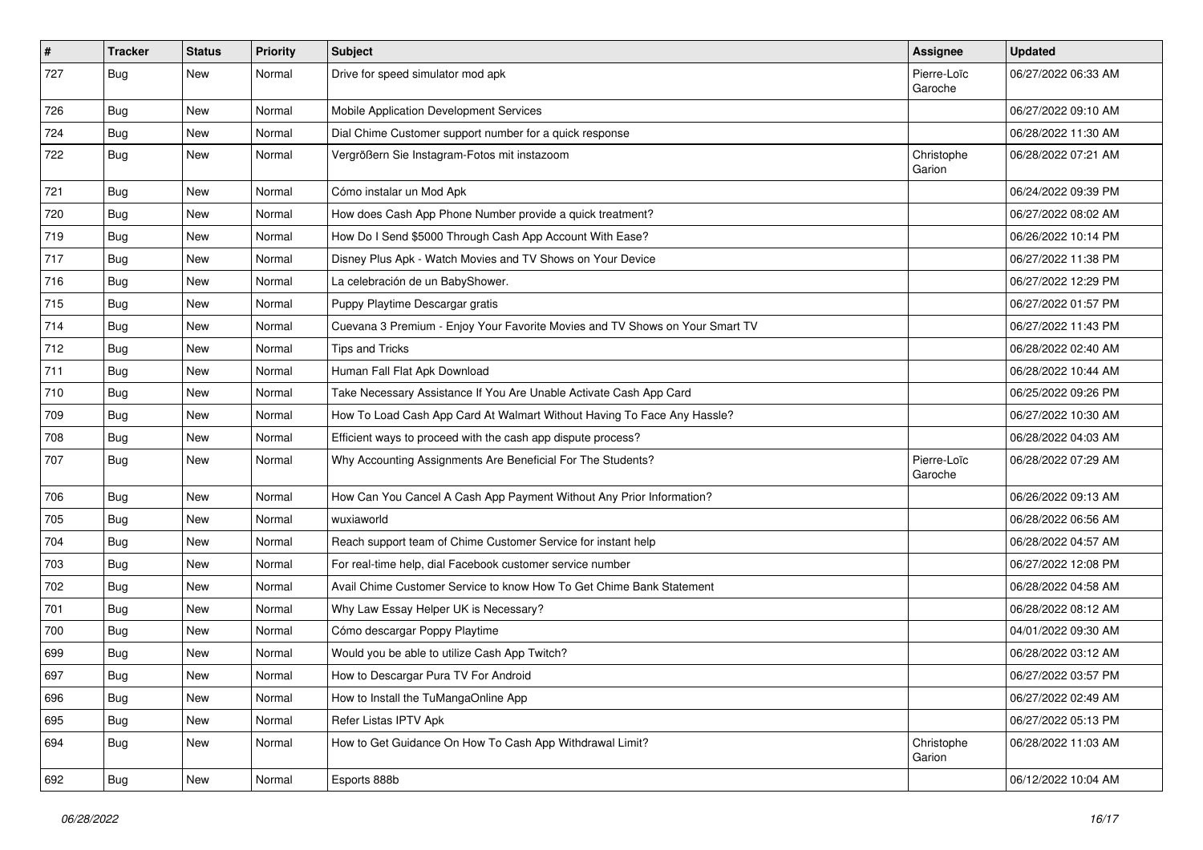| # | Tracker | Status | Priority | Subject | Assignee | Updated |
|---|---|---|---|---|---|---|
| 727 | Bug | New | Normal | Drive for speed simulator mod apk | Pierre-Loïc Garoche | 06/27/2022 06:33 AM |
| 726 | Bug | New | Normal | Mobile Application Development Services | | 06/27/2022 09:10 AM |
| 724 | Bug | New | Normal | Dial Chime Customer support number for a quick response | | 06/28/2022 11:30 AM |
| 722 | Bug | New | Normal | Vergrößern Sie Instagram-Fotos mit instazoom | Christophe Garion | 06/28/2022 07:21 AM |
| 721 | Bug | New | Normal | Cómo instalar un Mod Apk | | 06/24/2022 09:39 PM |
| 720 | Bug | New | Normal | How does Cash App Phone Number provide a quick treatment? | | 06/27/2022 08:02 AM |
| 719 | Bug | New | Normal | How Do I Send $5000 Through Cash App Account With Ease? | | 06/26/2022 10:14 PM |
| 717 | Bug | New | Normal | Disney Plus Apk - Watch Movies and TV Shows on Your Device | | 06/27/2022 11:38 PM |
| 716 | Bug | New | Normal | La celebración de un BabyShower. | | 06/27/2022 12:29 PM |
| 715 | Bug | New | Normal | Puppy Playtime Descargar gratis | | 06/27/2022 01:57 PM |
| 714 | Bug | New | Normal | Cuevana 3 Premium - Enjoy Your Favorite Movies and TV Shows on Your Smart TV | | 06/27/2022 11:43 PM |
| 712 | Bug | New | Normal | Tips and Tricks | | 06/28/2022 02:40 AM |
| 711 | Bug | New | Normal | Human Fall Flat Apk Download | | 06/28/2022 10:44 AM |
| 710 | Bug | New | Normal | Take Necessary Assistance If You Are Unable Activate Cash App Card | | 06/25/2022 09:26 PM |
| 709 | Bug | New | Normal | How To Load Cash App Card At Walmart Without Having To Face Any Hassle? | | 06/27/2022 10:30 AM |
| 708 | Bug | New | Normal | Efficient ways to proceed with the cash app dispute process? | | 06/28/2022 04:03 AM |
| 707 | Bug | New | Normal | Why Accounting Assignments Are Beneficial For The Students? | Pierre-Loïc Garoche | 06/28/2022 07:29 AM |
| 706 | Bug | New | Normal | How Can You Cancel A Cash App Payment Without Any Prior Information? | | 06/26/2022 09:13 AM |
| 705 | Bug | New | Normal | wuxiaworld | | 06/28/2022 06:56 AM |
| 704 | Bug | New | Normal | Reach support team of Chime Customer Service for instant help | | 06/28/2022 04:57 AM |
| 703 | Bug | New | Normal | For real-time help, dial Facebook customer service number | | 06/27/2022 12:08 PM |
| 702 | Bug | New | Normal | Avail Chime Customer Service to know How To Get Chime Bank Statement | | 06/28/2022 04:58 AM |
| 701 | Bug | New | Normal | Why Law Essay Helper UK is Necessary? | | 06/28/2022 08:12 AM |
| 700 | Bug | New | Normal | Cómo descargar Poppy Playtime | | 04/01/2022 09:30 AM |
| 699 | Bug | New | Normal | Would you be able to utilize Cash App Twitch? | | 06/28/2022 03:12 AM |
| 697 | Bug | New | Normal | How to Descargar Pura TV For Android | | 06/27/2022 03:57 PM |
| 696 | Bug | New | Normal | How to Install the TuMangaOnline App | | 06/27/2022 02:49 AM |
| 695 | Bug | New | Normal | Refer Listas IPTV Apk | | 06/27/2022 05:13 PM |
| 694 | Bug | New | Normal | How to Get Guidance On How To Cash App Withdrawal Limit? | Christophe Garion | 06/28/2022 11:03 AM |
| 692 | Bug | New | Normal | Esports 888b | | 06/12/2022 10:04 AM |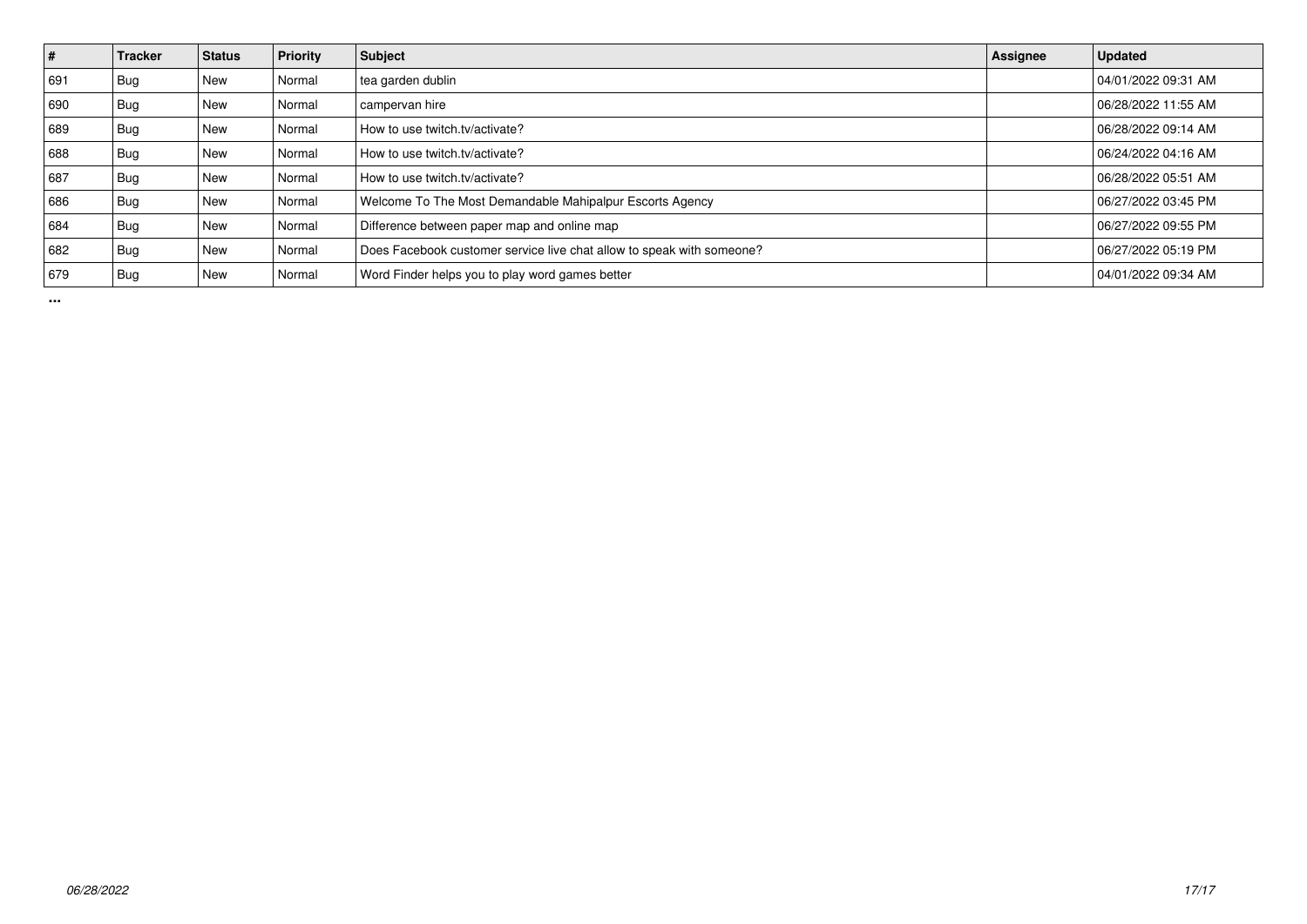| # | Tracker | Status | Priority | Subject | Assignee | Updated |
|---|---|---|---|---|---|---|
| 691 | Bug | New | Normal | tea garden dublin | | 04/01/2022 09:31 AM |
| 690 | Bug | New | Normal | campervan hire | | 06/28/2022 11:55 AM |
| 689 | Bug | New | Normal | How to use twitch.tv/activate? | | 06/28/2022 09:14 AM |
| 688 | Bug | New | Normal | How to use twitch.tv/activate? | | 06/24/2022 04:16 AM |
| 687 | Bug | New | Normal | How to use twitch.tv/activate? | | 06/28/2022 05:51 AM |
| 686 | Bug | New | Normal | Welcome To The Most Demandable Mahipalpur Escorts Agency | | 06/27/2022 03:45 PM |
| 684 | Bug | New | Normal | Difference between paper map and online map | | 06/27/2022 09:55 PM |
| 682 | Bug | New | Normal | Does Facebook customer service live chat allow to speak with someone? | | 06/27/2022 05:19 PM |
| 679 | Bug | New | Normal | Word Finder helps you to play word games better | | 04/01/2022 09:34 AM |

...